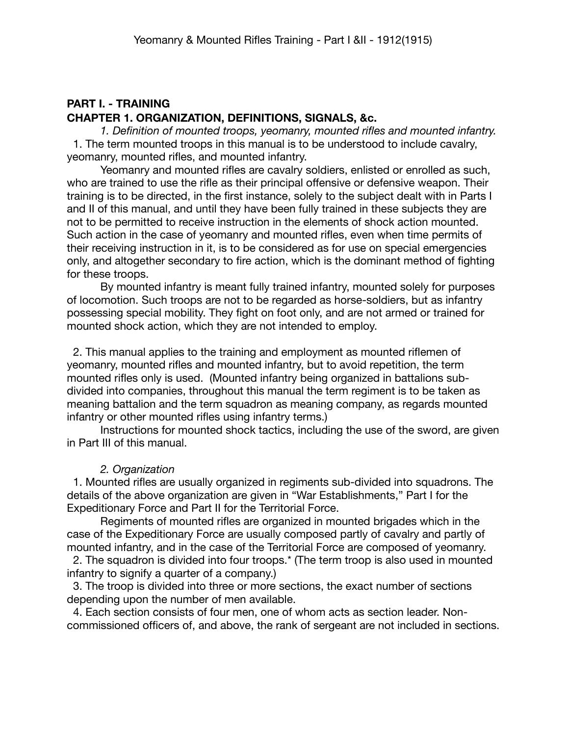## PART I. - TRAINING

### CHAPTER 1. ORGANIZATION, DEFINITIONS, SIGNALS, &c.

*1. Definition of mounted troops, yeomanry, mounted rifles and mounted infantry.*

1. The term mounted troops in this manual is to be understood to include cavalry, yeomanry, mounted rifles, and mounted infantry.

Yeomanry and mounted rifles are cavalry soldiers, enlisted or enrolled as such, who are trained to use the rifle as their principal offensive or defensive weapon. Their training is to be directed, in the first instance, solely to the subject dealt with in Parts I and II of this manual, and until they have been fully trained in these subjects they are not to be permitted to receive instruction in the elements of shock action mounted. Such action in the case of yeomanry and mounted rifles, even when time permits of their receiving instruction in it, is to be considered as for use on special emergencies only, and altogether secondary to fire action, which is the dominant method of fighting for these troops.

By mounted infantry is meant fully trained infantry, mounted solely for purposes of locomotion. Such troops are not to be regarded as horse-soldiers, but as infantry possessing special mobility. They fight on foot only, and are not armed or trained for mounted shock action, which they are not intended to employ.

2. This manual applies to the training and employment as mounted riflemen of yeomanry, mounted rifles and mounted infantry, but to avoid repetition, the term mounted rifles only is used. (Mounted infantry being organized in battalions sub-divided into companies, throughout this manual the term regiment is to be taken as meaning battalion and the term squadron as meaning company, as regards mounted infantry or other mounted rifles using infantry terms.)

Instructions for mounted shock tactics, including the use of the sword, are given in Part III of this manual.

*2. Organization*

1. Mounted rifles are usually organized in regiments sub-divided into squadrons. The details of the above organization are given in "War Establishments," Part I for the Expeditionary Force and Part II for the Territorial Force.

Regiments of mounted rifles are organized in mounted brigades which in the case of the Expeditionary Force are usually composed partly of cavalry and partly of mounted infantry, and in the case of the Territorial Force are composed of yeomanry.

2. The squadron is divided into four troops.* (The term troop is also used in mounted infantry to signify a quarter of a company.)

3. The troop is divided into three or more sections, the exact number of sections depending upon the number of men available.

4. Each section consists of four men, one of whom acts as section leader. Non-commissioned officers of, and above, the rank of sergeant are not included in sections.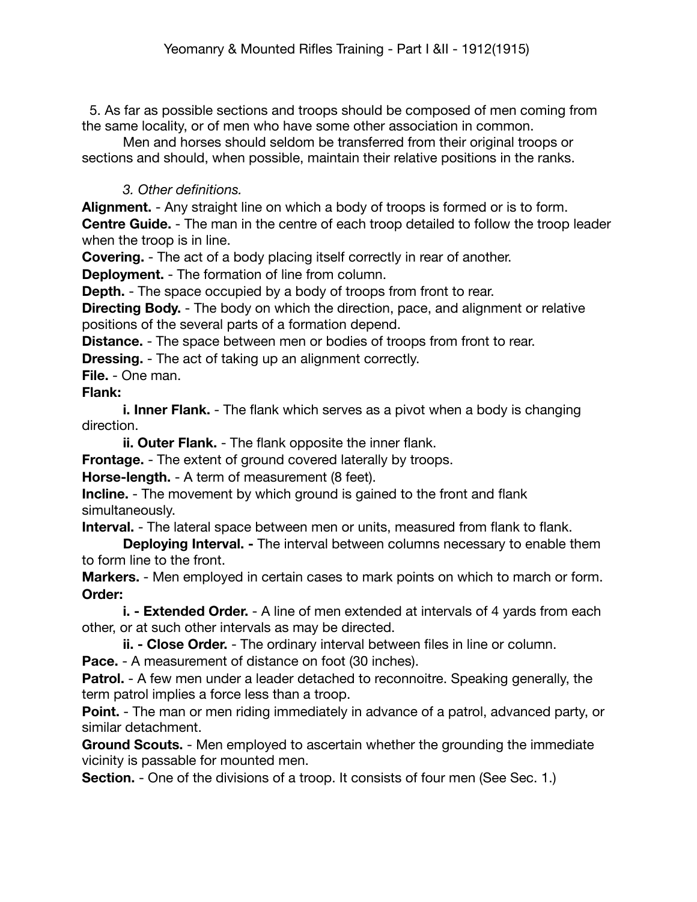5. As far as possible sections and troops should be composed of men coming from the same locality, or of men who have some other association in common.

Men and horses should seldom be transferred from their original troops or sections and should, when possible, maintain their relative positions in the ranks.

*3. Other definitions.*

**Alignment.** - Any straight line on which a body of troops is formed or is to form.
**Centre Guide.** - The man in the centre of each troop detailed to follow the troop leader when the troop is in line.
**Covering.** - The act of a body placing itself correctly in rear of another.
**Deployment.** - The formation of line from column.
**Depth.** - The space occupied by a body of troops from front to rear.
**Directing Body.** - The body on which the direction, pace, and alignment or relative positions of the several parts of a formation depend.
**Distance.** - The space between men or bodies of troops from front to rear.
**Dressing.** - The act of taking up an alignment correctly.
**File.** - One man.
**Flank:**

**i. Inner Flank.** - The flank which serves as a pivot when a body is changing direction.

**ii. Outer Flank.** - The flank opposite the inner flank.

**Frontage.** - The extent of ground covered laterally by troops.
**Horse-length.** - A term of measurement (8 feet).
**Incline.** - The movement by which ground is gained to the front and flank simultaneously.
**Interval.** - The lateral space between men or units, measured from flank to flank.

**Deploying Interval. -** The interval between columns necessary to enable them to form line to the front.

**Markers.** - Men employed in certain cases to mark points on which to march or form.
**Order:**

**i. - Extended Order.** - A line of men extended at intervals of 4 yards from each other, or at such other intervals as may be directed.

**ii. - Close Order.** - The ordinary interval between files in line or column.

**Pace.** - A measurement of distance on foot (30 inches).
**Patrol.** - A few men under a leader detached to reconnoitre. Speaking generally, the term patrol implies a force less than a troop.
**Point.** - The man or men riding immediately in advance of a patrol, advanced party, or similar detachment.
**Ground Scouts.** - Men employed to ascertain whether the grounding the immediate vicinity is passable for mounted men.
**Section.** - One of the divisions of a troop. It consists of four men (See Sec. 1.)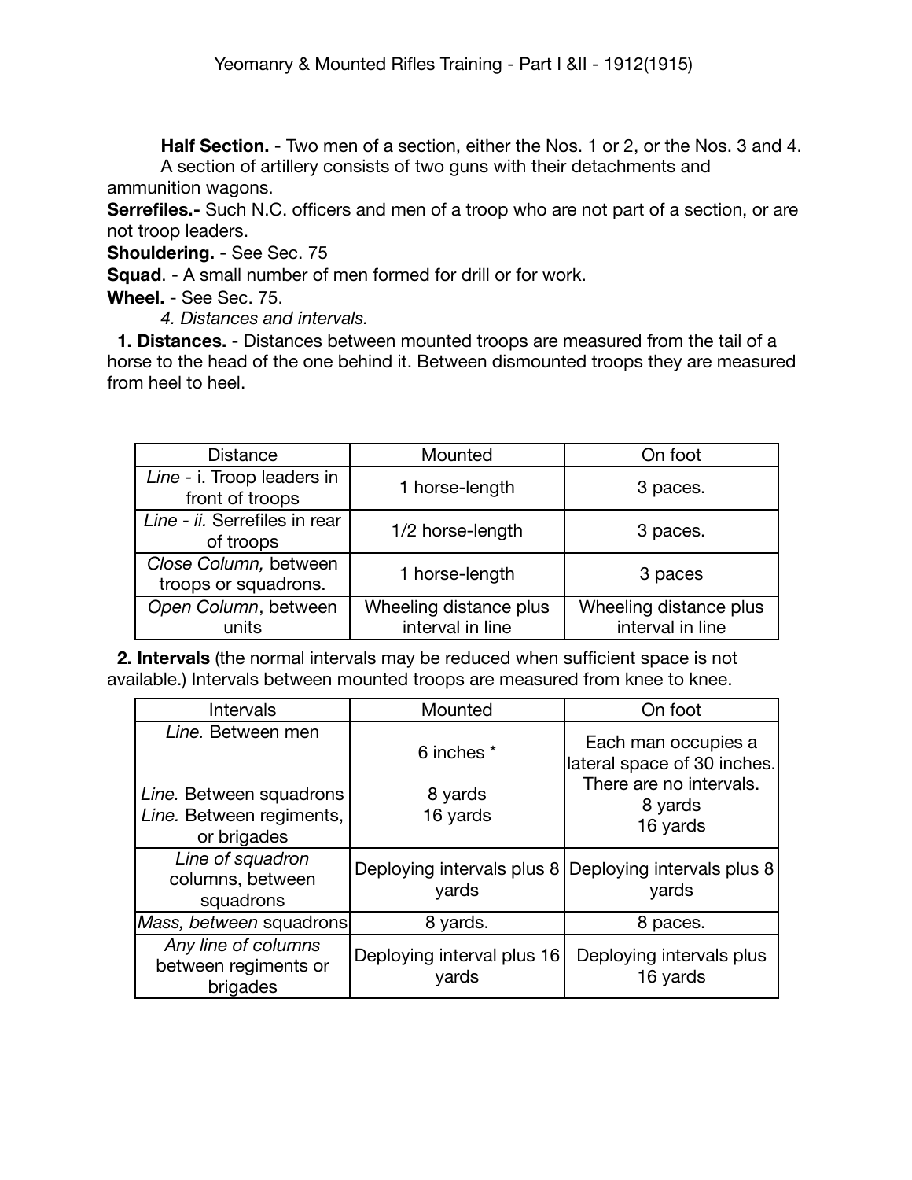**Half Section.** - Two men of a section, either the Nos. 1 or 2, or the Nos. 3 and 4.

A section of artillery consists of two guns with their detachments and ammunition wagons.

**Serrefiles.-** Such N.C. officers and men of a troop who are not part of a section, or are not troop leaders.

**Shouldering.** - See Sec. 75

**Squad**. - A small number of men formed for drill or for work.

**Wheel.** - See Sec. 75.

*4. Distances and intervals.*

**1. Distances.** - Distances between mounted troops are measured from the tail of a horse to the head of the one behind it. Between dismounted troops they are measured from heel to heel.

| Distance | Mounted | On foot |
|---|---|---|
| *Line* - i. Troop leaders in front of troops | 1 horse-length | 3 paces. |
| *Line - ii.* Serrefiles in rear of troops | 1/2 horse-length | 3 paces. |
| *Close Column,* between troops or squadrons. | 1 horse-length | 3 paces |
| *Open Column*, between units | Wheeling distance plus interval in line | Wheeling distance plus interval in line |

**2. Intervals** (the normal intervals may be reduced when sufficient space is not available.) Intervals between mounted troops are measured from knee to knee.

| Intervals | Mounted | On foot |
|---|---|---|
| *Line.* Between men | 6 inches * | Each man occupies a lateral space of 30 inches. There are no intervals. |
| *Line.* Between squadrons | 8 yards | 8 yards |
| *Line.* Between regiments, or brigades | 16 yards | 16 yards |
| *Line of squadron* columns, between squadrons | Deploying intervals plus 8 yards | Deploying intervals plus 8 yards |
| *Mass, between* squadrons | 8 yards. | 8 paces. |
| *Any line of columns* between regiments or brigades | Deploying interval plus 16 yards | Deploying intervals plus 16 yards |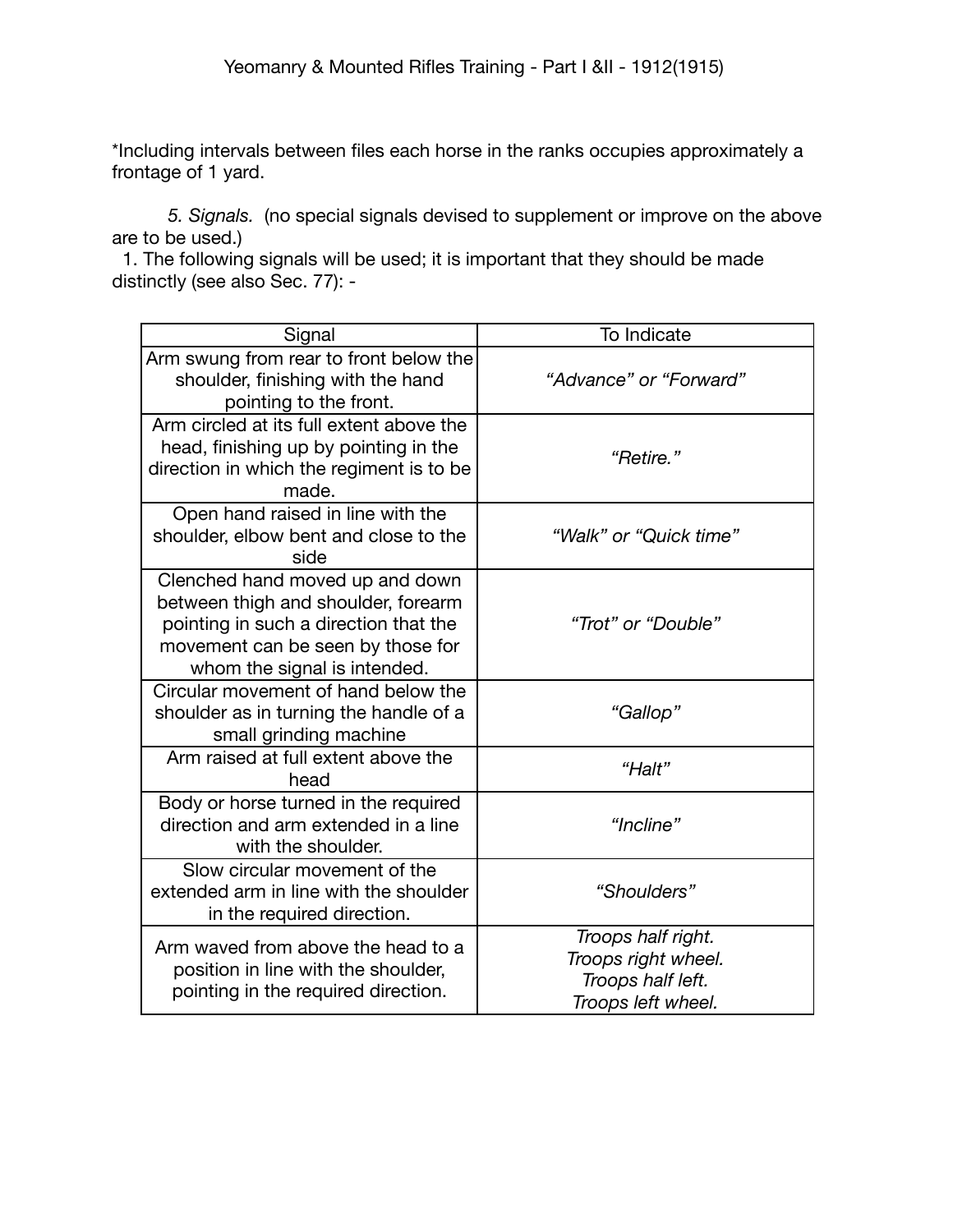*Including intervals between files each horse in the ranks occupies approximately a frontage of 1 yard.

*5. Signals.* (no special signals devised to supplement or improve on the above are to be used.)

1. The following signals will be used; it is important that they should be made distinctly (see also Sec. 77): -

| Signal | To Indicate |
|---|---|
| Arm swung from rear to front below the shoulder, finishing with the hand pointing to the front. | *"Advance" or "Forward"* |
| Arm circled at its full extent above the head, finishing up by pointing in the direction in which the regiment is to be made. | *"Retire."* |
| Open hand raised in line with the shoulder, elbow bent and close to the side | *"Walk" or "Quick time"* |
| Clenched hand moved up and down between thigh and shoulder, forearm pointing in such a direction that the movement can be seen by those for whom the signal is intended. | *"Trot" or "Double"* |
| Circular movement of hand below the shoulder as in turning the handle of a small grinding machine | *"Gallop"* |
| Arm raised at full extent above the head | *"Halt"* |
| Body or horse turned in the required direction and arm extended in a line with the shoulder. | *"Incline"* |
| Slow circular movement of the extended arm in line with the shoulder in the required direction. | *"Shoulders"* |
| Arm waved from above the head to a position in line with the shoulder, pointing in the required direction. | *Troops half right.*<br>*Troops right wheel.*<br>*Troops half left.*<br>*Troops left wheel.* |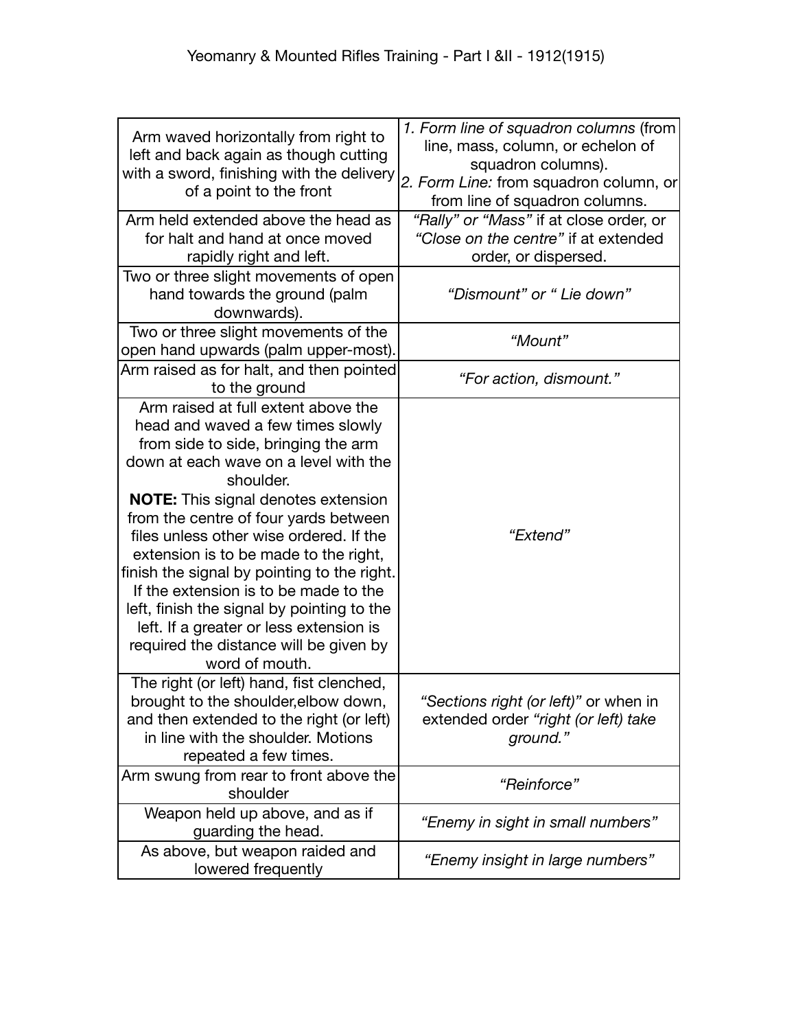| Arm waved horizontally from right to left and back again as though cutting with a sword, finishing with the delivery of a point to the front | *1. Form line of squadron columns* (from line, mass, column, or echelon of squadron columns).<br>*2. Form Line:* from squadron column, or from line of squadron columns. |
|---|---|
| Arm held extended above the head as for halt and hand at once moved rapidly right and left. | *“Rally” or “Mass”* if at close order, or *“Close on the centre”* if at extended order, or dispersed. |
| Two or three slight movements of open hand towards the ground (palm downwards). | *“Dismount” or “ Lie down”* |
| Two or three slight movements of the open hand upwards (palm upper-most). | *“Mount”* |
| Arm raised as for halt, and then pointed to the ground | *“For action, dismount.”* |
| Arm raised at full extent above the head and waved a few times slowly from side to side, bringing the arm down at each wave on a level with the shoulder.<br>**NOTE:** This signal denotes extension from the centre of four yards between files unless other wise ordered. If the extension is to be made to the right, finish the signal by pointing to the right. If the extension is to be made to the left, finish the signal by pointing to the left. If a greater or less extension is required the distance will be given by word of mouth. | *“Extend”* |
| The right (or left) hand, fist clenched, brought to the shoulder,elbow down, and then extended to the right (or left) in line with the shoulder. Motions repeated a few times. | *“Sections right (or left)”* or when in extended order *“right (or left) take ground.”* |
| Arm swung from rear to front above the shoulder | *“Reinforce”* |
| Weapon held up above, and as if guarding the head. | *“Enemy in sight in small numbers”* |
| As above, but weapon raided and lowered frequently | *“Enemy insight in large numbers”* |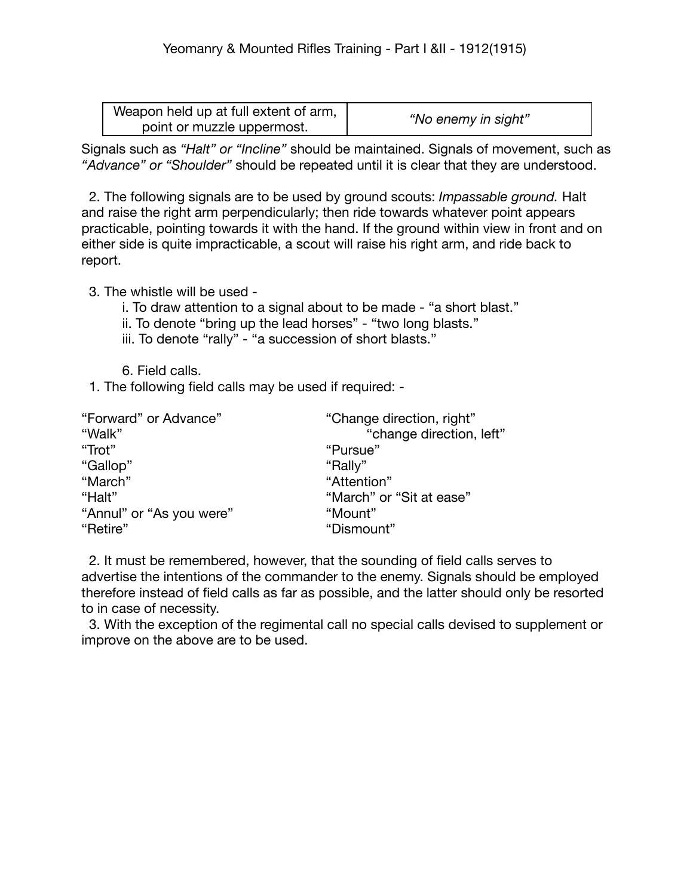| | |
|---|---|
| Weapon held up at full extent of arm, point or muzzle uppermost. | *"No enemy in sight"* |

Signals such as *"Halt" or "Incline"* should be maintained. Signals of movement, such as *"Advance" or "Shoulder"* should be repeated until it is clear that they are understood.

2. The following signals are to be used by ground scouts: *Impassable ground.* Halt and raise the right arm perpendicularly; then ride towards whatever point appears practicable, pointing towards it with the hand. If the ground within view in front and on either side is quite impracticable, a scout will raise his right arm, and ride back to report.

3. The whistle will be used -

  i. To draw attention to a signal about to be made - "a short blast."
  ii. To denote "bring up the lead horses" - "two long blasts."
  iii. To denote "rally" - "a succession of short blasts."

6. Field calls.

1. The following field calls may be used if required: -

"Forward" or Advance"
"Walk"
"Trot"
"Gallop"
"March"
"Halt"
"Annul" or "As you were"
"Retire"
"Change direction, right"
"change direction, left"
"Pursue"
"Rally"
"Attention"
"March" or "Sit at ease"
"Mount"
"Dismount"

2. It must be remembered, however, that the sounding of field calls serves to advertise the intentions of the commander to the enemy. Signals should be employed therefore instead of field calls as far as possible, and the latter should only be resorted to in case of necessity.

3. With the exception of the regimental call no special calls devised to supplement or improve on the above are to be used.